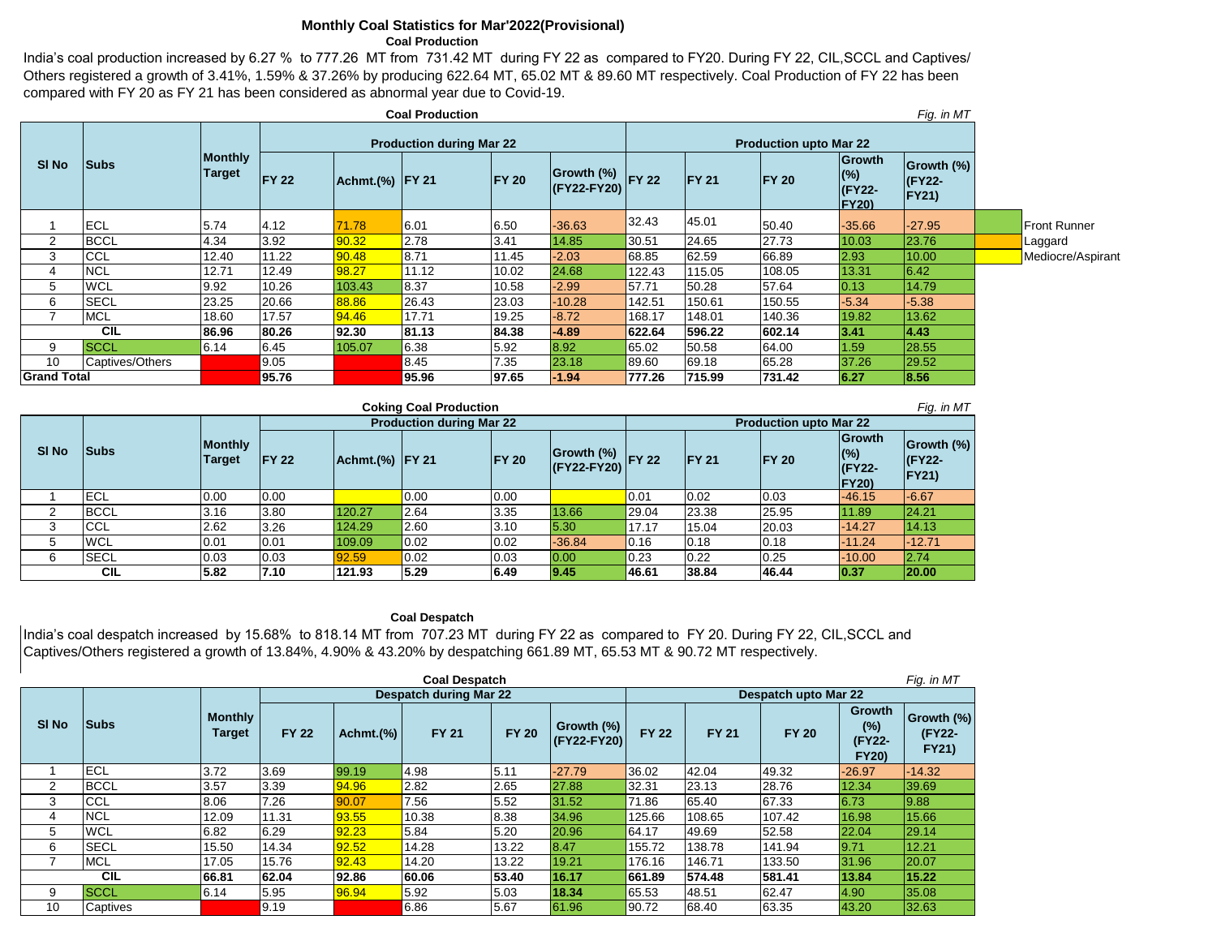# Monthly Coal Statistics for Mar'2022(Provisional)

## Coal Production

India's coal production increased by 6.27 % to 777.26 MT from 731.42 MT during FY 22 as compared to FY20. During FY 22, CIL,SCCL and Captives/ Others registered a growth of 3.41%, 1.59% & 37.26% by producing 622.64 MT, 65.02 MT & 89.60 MT respectively. Coal Production of FY 22 has been compared with FY 20 as FY 21 has been considered as abnormal year due to Covid-19.

**Coal Production** *Fig. in MT*

| Sl No | Subs | Monthly Target | Production during Mar 22 | | | | | Production upto Mar 22 | | | | |
|---|---|---|---|---|---|---|---|---|---|---|---|---|
| | | | FY 22 | Achmt.(%) | FY 21 | FY 20 | Growth (%) (FY22-FY20) | FY 22 | FY 21 | FY 20 | Growth (%) (FY22-FY20) | Growth (%) (FY22-FY21) |
| 1 | ECL | 5.74 | 4.12 | 71.78 | 6.01 | 6.50 | -36.63 | 32.43 | 45.01 | 50.40 | -35.66 | -27.95 |
| 2 | BCCL | 4.34 | 3.92 | 90.32 | 2.78 | 3.41 | 14.85 | 30.51 | 24.65 | 27.73 | 10.03 | 23.76 |
| 3 | CCL | 12.40 | 11.22 | 90.48 | 8.71 | 11.45 | -2.03 | 68.85 | 62.59 | 66.89 | 2.93 | 10.00 |
| 4 | NCL | 12.71 | 12.49 | 98.27 | 11.12 | 10.02 | 24.68 | 122.43 | 115.05 | 108.05 | 13.31 | 6.42 |
| 5 | WCL | 9.92 | 10.26 | 103.43 | 8.37 | 10.58 | -2.99 | 57.71 | 50.28 | 57.64 | 0.13 | 14.79 |
| 6 | SECL | 23.25 | 20.66 | 88.86 | 26.43 | 23.03 | -10.28 | 142.51 | 150.61 | 150.55 | -5.34 | -5.38 |
| 7 | MCL | 18.60 | 17.57 | 94.46 | 17.71 | 19.25 | -8.72 | 168.17 | 148.01 | 140.36 | 19.82 | 13.62 |
| | **CIL** | **86.96** | **80.26** | **92.30** | **81.13** | **84.38** | **-4.89** | **622.64** | **596.22** | **602.14** | **3.41** | **4.43** |
| 9 | SCCL | 6.14 | 6.45 | 105.07 | 6.38 | 5.92 | 8.92 | 65.02 | 50.58 | 64.00 | 1.59 | 28.55 |
| 10 | Captives/Others | | 9.05 | | 8.45 | 7.35 | 23.18 | 89.60 | 69.18 | 65.28 | 37.26 | 29.52 |
| **Grand Total** | | | **95.76** | | **95.96** | **97.65** | **-1.94** | **777.26** | **715.99** | **731.42** | **6.27** | **8.56** |

Legend: Front Runner; Laggard; Mediocre/Aspirant

**Coking Coal Production** *Fig. in MT*

| Sl No | Subs | Monthly Target | Production during Mar 22 | | | | | Production upto Mar 22 | | | | |
|---|---|---|---|---|---|---|---|---|---|---|---|---|
| | | | FY 22 | Achmt.(%) | FY 21 | FY 20 | Growth (%) (FY22-FY20) | FY 22 | FY 21 | FY 20 | Growth (%) (FY22-FY20) | Growth (%) (FY22-FY21) |
| 1 | ECL | 0.00 | 0.00 | | 0.00 | 0.00 | | 0.01 | 0.02 | 0.03 | -46.15 | -6.67 |
| 2 | BCCL | 3.16 | 3.80 | 120.27 | 2.64 | 3.35 | 13.66 | 29.04 | 23.38 | 25.95 | 11.89 | 24.21 |
| 3 | CCL | 2.62 | 3.26 | 124.29 | 2.60 | 3.10 | 5.30 | 17.17 | 15.04 | 20.03 | -14.27 | 14.13 |
| 5 | WCL | 0.01 | 0.01 | 109.09 | 0.02 | 0.02 | -36.84 | 0.16 | 0.18 | 0.18 | -11.24 | -12.71 |
| 6 | SECL | 0.03 | 0.03 | 92.59 | 0.02 | 0.03 | 0.00 | 0.23 | 0.22 | 0.25 | -10.00 | 2.74 |
| | **CIL** | **5.82** | **7.10** | **121.93** | **5.29** | **6.49** | **9.45** | **46.61** | **38.84** | **46.44** | **0.37** | **20.00** |

## Coal Despatch

India's coal despatch increased by 15.68% to 818.14 MT from 707.23 MT during FY 22 as compared to FY 20. During FY 22, CIL,SCCL and Captives/Others registered a growth of 13.84%, 4.90% & 43.20% by despatching 661.89 MT, 65.53 MT & 90.72 MT respectively.

**Coal Despatch** *Fig. in MT*

| Sl No | Subs | Monthly Target | Despatch during Mar 22 | | | | | Despatch upto Mar 22 | | | | |
|---|---|---|---|---|---|---|---|---|---|---|---|---|
| | | | FY 22 | Achmt.(%) | FY 21 | FY 20 | Growth (%) (FY22-FY20) | FY 22 | FY 21 | FY 20 | Growth (%) (FY22-FY20) | Growth (%) (FY22-FY21) |
| 1 | ECL | 3.72 | 3.69 | 99.19 | 4.98 | 5.11 | -27.79 | 36.02 | 42.04 | 49.32 | -26.97 | -14.32 |
| 2 | BCCL | 3.57 | 3.39 | 94.96 | 2.82 | 2.65 | 27.88 | 32.31 | 23.13 | 28.76 | 12.34 | 39.69 |
| 3 | CCL | 8.06 | 7.26 | 90.07 | 7.56 | 5.52 | 31.52 | 71.86 | 65.40 | 67.33 | 6.73 | 9.88 |
| 4 | NCL | 12.09 | 11.31 | 93.55 | 10.38 | 8.38 | 34.96 | 125.66 | 108.65 | 107.42 | 16.98 | 15.66 |
| 5 | WCL | 6.82 | 6.29 | 92.23 | 5.84 | 5.20 | 20.96 | 64.17 | 49.69 | 52.58 | 22.04 | 29.14 |
| 6 | SECL | 15.50 | 14.34 | 92.52 | 14.28 | 13.22 | 8.47 | 155.72 | 138.78 | 141.94 | 9.71 | 12.21 |
| 7 | MCL | 17.05 | 15.76 | 92.43 | 14.20 | 13.22 | 19.21 | 176.16 | 146.71 | 133.50 | 31.96 | 20.07 |
| | **CIL** | **66.81** | **62.04** | **92.86** | **60.06** | **53.40** | **16.17** | **661.89** | **574.48** | **581.41** | **13.84** | **15.22** |
| 9 | SCCL | 6.14 | 5.95 | 96.94 | 5.92 | 5.03 | **18.34** | 65.53 | 48.51 | 62.47 | 4.90 | 35.08 |
| 10 | Captives | | 9.19 | | 6.86 | 5.67 | 61.96 | 90.72 | 68.40 | 63.35 | 43.20 | 32.63 |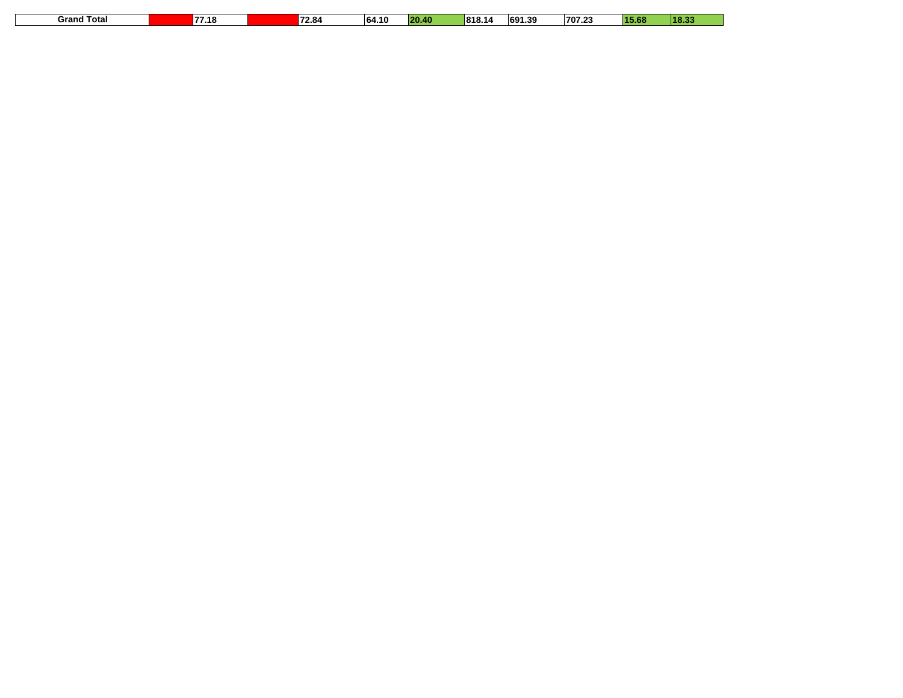| Grand Total | | 77.18 | | 72.84 | 64.10 | 20.40 | 818.14 | 691.39 | 707.23 | 15.68 | 18.33 |
|---|---|---|---|---|---|---|---|---|---|---|---|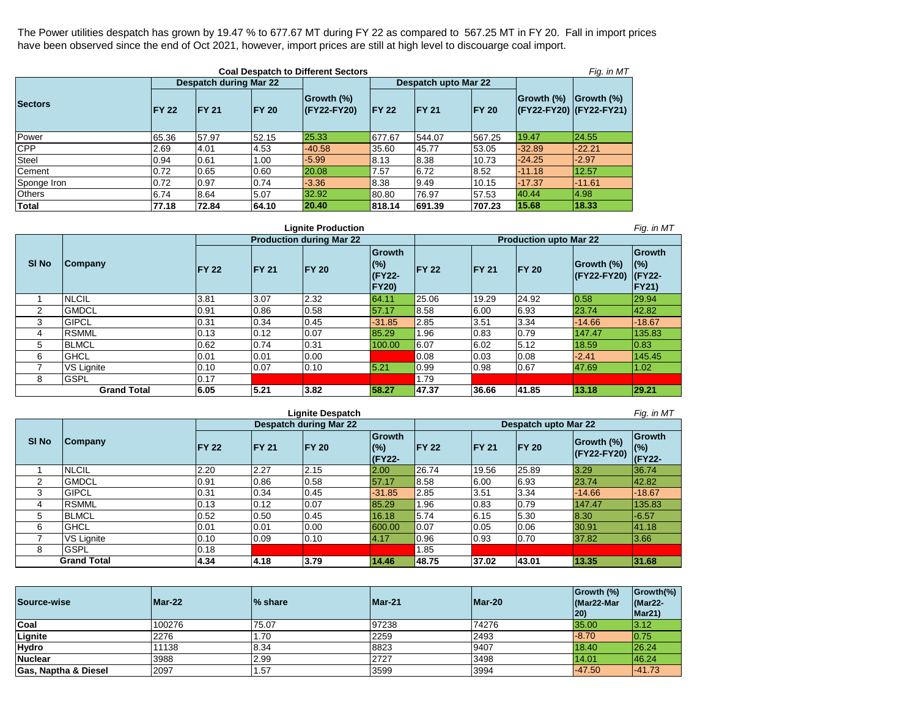The Power utilities despatch has grown by 19.47 % to 677.67 MT during FY 22 as compared to 567.25 MT in FY 20. Fall in import prices have been observed since the end of Oct 2021, however, import prices are still at high level to discouarge coal import.

**Coal Despatch to Different Sectors**

*Fig. in MT*

| Sectors | Despatch during Mar 22 | | | Growth (%) (FY22-FY20) | Despatch upto Mar 22 | | | Growth (%) (FY22-FY20) | Growth (%) (FY22-FY21) |
|---|---|---|---|---|---|---|---|---|---|
| | FY 22 | FY 21 | FY 20 | | FY 22 | FY 21 | FY 20 | | |
| Power | 65.36 | 57.97 | 52.15 | 25.33 | 677.67 | 544.07 | 567.25 | 19.47 | 24.55 |
| CPP | 2.69 | 4.01 | 4.53 | -40.58 | 35.60 | 45.77 | 53.05 | -32.89 | -22.21 |
| Steel | 0.94 | 0.61 | 1.00 | -5.99 | 8.13 | 8.38 | 10.73 | -24.25 | -2.97 |
| Cement | 0.72 | 0.65 | 0.60 | 20.08 | 7.57 | 6.72 | 8.52 | -11.18 | 12.57 |
| Sponge Iron | 0.72 | 0.97 | 0.74 | -3.36 | 8.38 | 9.49 | 10.15 | -17.37 | -11.61 |
| Others | 6.74 | 8.64 | 5.07 | 32.92 | 80.80 | 76.97 | 57.53 | 40.44 | 4.98 |
| **Total** | **77.18** | **72.84** | **64.10** | **20.40** | **818.14** | **691.39** | **707.23** | **15.68** | **18.33** |

**Lignite Production**

*Fig. in MT*

| Sl No | Company | Production during Mar 22 | | | Growth (%) (FY22-FY20) | Production upto Mar 22 | | | Growth (%) (FY22-FY20) | Growth (%) (FY22-FY21) |
|---|---|---|---|---|---|---|---|---|---|---|
| | | FY 22 | FY 21 | FY 20 | | FY 22 | FY 21 | FY 20 | | |
| 1 | NLCIL | 3.81 | 3.07 | 2.32 | 64.11 | 25.06 | 19.29 | 24.92 | 0.58 | 29.94 |
| 2 | GMDCL | 0.91 | 0.86 | 0.58 | 57.17 | 8.58 | 6.00 | 6.93 | 23.74 | 42.82 |
| 3 | GIPCL | 0.31 | 0.34 | 0.45 | -31.85 | 2.85 | 3.51 | 3.34 | -14.66 | -18.67 |
| 4 | RSMML | 0.13 | 0.12 | 0.07 | 85.29 | 1.96 | 0.83 | 0.79 | 147.47 | 135.83 |
| 5 | BLMCL | 0.62 | 0.74 | 0.31 | 100.00 | 6.07 | 6.02 | 5.12 | 18.59 | 0.83 |
| 6 | GHCL | 0.01 | 0.01 | 0.00 | | 0.08 | 0.03 | 0.08 | -2.41 | 145.45 |
| 7 | VS Lignite | 0.10 | 0.07 | 0.10 | 5.21 | 0.99 | 0.98 | 0.67 | 47.69 | 1.02 |
| 8 | GSPL | 0.17 | | | | 1.79 | | | | |
| **Grand Total** | | **6.05** | **5.21** | **3.82** | **58.27** | **47.37** | **36.66** | **41.85** | **13.18** | **29.21** |

**Lignite Despatch**

*Fig. in MT*

| Sl No | Company | Despatch during Mar 22 | | | Growth (%) (FY22- | Despatch upto Mar 22 | | | Growth (%) (FY22-FY20) | Growth (%) (FY22- |
|---|---|---|---|---|---|---|---|---|---|---|
| | | FY 22 | FY 21 | FY 20 | | FY 22 | FY 21 | FY 20 | | |
| 1 | NLCIL | 2.20 | 2.27 | 2.15 | 2.00 | 26.74 | 19.56 | 25.89 | 3.29 | 36.74 |
| 2 | GMDCL | 0.91 | 0.86 | 0.58 | 57.17 | 8.58 | 6.00 | 6.93 | 23.74 | 42.82 |
| 3 | GIPCL | 0.31 | 0.34 | 0.45 | -31.85 | 2.85 | 3.51 | 3.34 | -14.66 | -18.67 |
| 4 | RSMML | 0.13 | 0.12 | 0.07 | 85.29 | 1.96 | 0.83 | 0.79 | 147.47 | 135.83 |
| 5 | BLMCL | 0.52 | 0.50 | 0.45 | 16.18 | 5.74 | 6.15 | 5.30 | 8.30 | -6.57 |
| 6 | GHCL | 0.01 | 0.01 | 0.00 | 600.00 | 0.07 | 0.05 | 0.06 | 30.91 | 41.18 |
| 7 | VS Lignite | 0.10 | 0.09 | 0.10 | 4.17 | 0.96 | 0.93 | 0.70 | 37.82 | 3.66 |
| 8 | GSPL | 0.18 | | | | 1.85 | | | | |
| **Grand Total** | | **4.34** | **4.18** | **3.79** | **14.46** | **48.75** | **37.02** | **43.01** | **13.35** | **31.68** |

| Source-wise | Mar-22 | % share | Mar-21 | Mar-20 | Growth (%) (Mar22-Mar 20) | Growth(%) (Mar22-Mar21) |
|---|---|---|---|---|---|---|
| **Coal** | 100276 | 75.07 | 97238 | 74276 | 35.00 | 3.12 |
| **Lignite** | 2276 | 1.70 | 2259 | 2493 | -8.70 | 0.75 |
| **Hydro** | 11138 | 8.34 | 8823 | 9407 | 18.40 | 26.24 |
| **Nuclear** | 3988 | 2.99 | 2727 | 3498 | 14.01 | 46.24 |
| **Gas, Naptha & Diesel** | 2097 | 1.57 | 3599 | 3994 | -47.50 | -41.73 |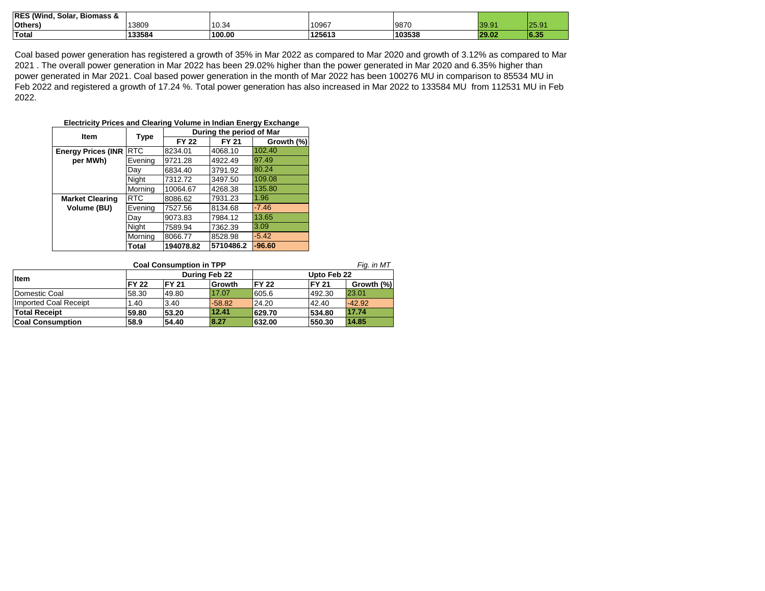| RES (Wind, Solar, Biomass & Others) | 13809 | 10.34 | 10967 | 9870 | 39.91 | 25.91 |
|---|---|---|---|---|---|---|
| **Total** | **133584** | **100.00** | **125613** | **103538** | **29.02** | **6.35** |

Coal based power generation has registered a growth of 35% in Mar 2022 as compared to Mar 2020 and growth of 3.12% as compared to Mar 2021 . The overall power generation in Mar 2022 has been 29.02% higher than the power generated in Mar 2020 and 6.35% higher than power generated in Mar 2021. Coal based power generation in the month of Mar 2022 has been 100276 MU in comparison to 85534 MU in Feb 2022 and registered a growth of 17.24 %. Total power generation has also increased in Mar 2022 to 133584 MU from 112531 MU in Feb 2022.

**Electricity Prices and Clearing Volume in Indian Energy Exchange**

| Item | Type | During the period of Mar | | |
|---|---|---|---|---|
| | | FY 22 | FY 21 | Growth (%) |
| **Energy Prices (INR per MWh)** | RTC | 8234.01 | 4068.10 | 102.40 |
| | Evening | 9721.28 | 4922.49 | 97.49 |
| | Day | 6834.40 | 3791.92 | 80.24 |
| | Night | 7312.72 | 3497.50 | 109.08 |
| | Morning | 10064.67 | 4268.38 | 135.80 |
| **Market Clearing Volume (BU)** | RTC | 8086.62 | 7931.23 | 1.96 |
| | Evening | 7527.56 | 8134.68 | -7.46 |
| | Day | 9073.83 | 7984.12 | 13.65 |
| | Night | 7589.94 | 7362.39 | 3.09 |
| | Morning | 8066.77 | 8528.98 | -5.42 |
| | **Total** | **194078.82** | **5710486.2** | **-96.60** |

**Coal Consumption in TPP** *Fig. in MT*

| Item | During Feb 22 | | | Upto Feb 22 | | |
|---|---|---|---|---|---|---|
| | FY 22 | FY 21 | Growth | FY 22 | FY 21 | Growth (%) |
| Domestic Coal | 58.30 | 49.80 | 17.07 | 605.6 | 492.30 | 23.01 |
| Imported Coal Receipt | 1.40 | 3.40 | -58.82 | 24.20 | 42.40 | -42.92 |
| **Total Receipt** | **59.80** | **53.20** | **12.41** | **629.70** | **534.80** | **17.74** |
| **Coal Consumption** | **58.9** | **54.40** | **8.27** | **632.00** | **550.30** | **14.85** |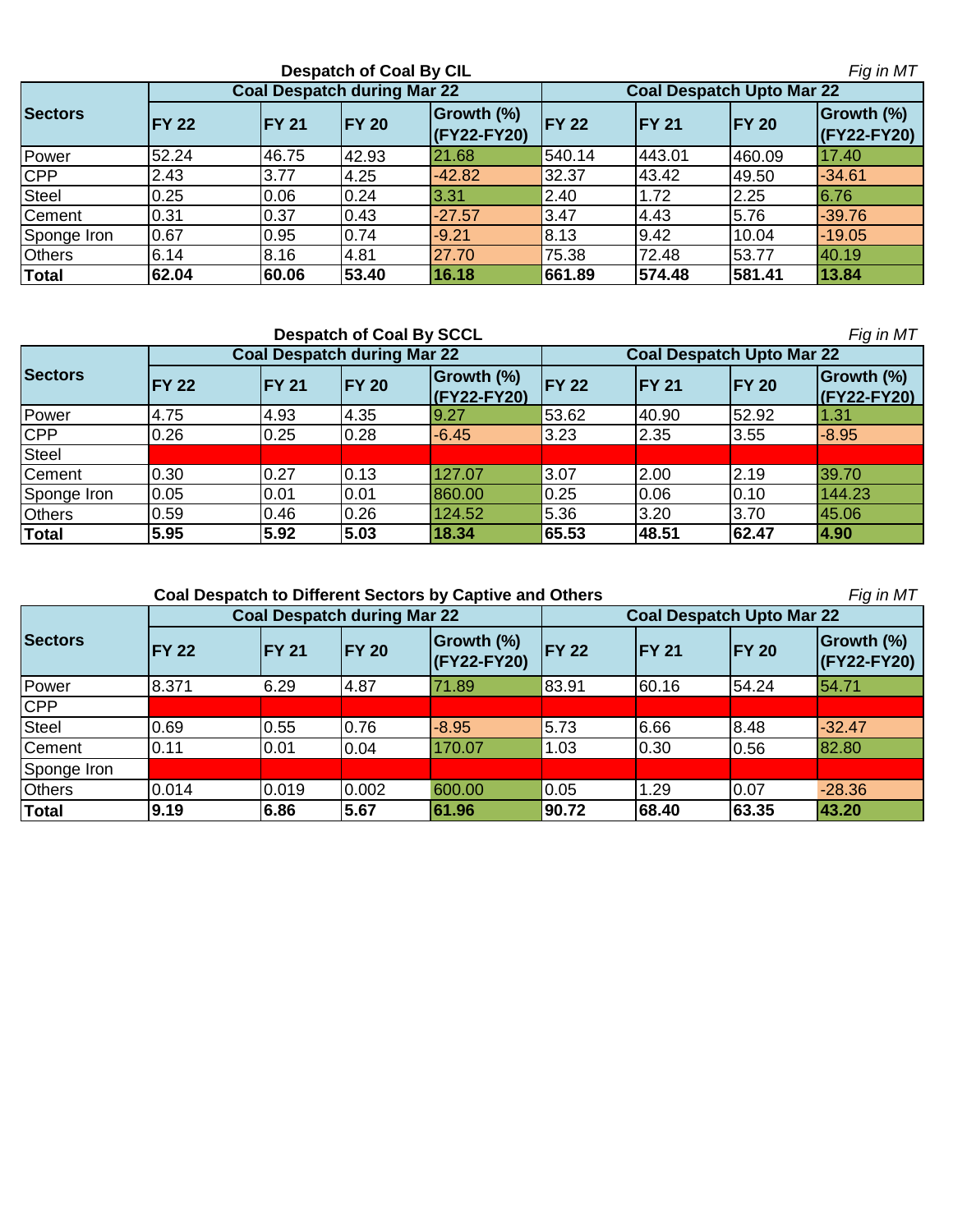### Despatch of Coal By CIL

*Fig in MT*

| Sectors | Coal Despatch during Mar 22 | | | | Coal Despatch Upto Mar 22 | | | |
|---|---|---|---|---|---|---|---|---|
| | FY 22 | FY 21 | FY 20 | Growth (%) (FY22-FY20) | FY 22 | FY 21 | FY 20 | Growth (%) (FY22-FY20) |
| Power | 52.24 | 46.75 | 42.93 | 21.68 | 540.14 | 443.01 | 460.09 | 17.40 |
| CPP | 2.43 | 3.77 | 4.25 | -42.82 | 32.37 | 43.42 | 49.50 | -34.61 |
| Steel | 0.25 | 0.06 | 0.24 | 3.31 | 2.40 | 1.72 | 2.25 | 6.76 |
| Cement | 0.31 | 0.37 | 0.43 | -27.57 | 3.47 | 4.43 | 5.76 | -39.76 |
| Sponge Iron | 0.67 | 0.95 | 0.74 | -9.21 | 8.13 | 9.42 | 10.04 | -19.05 |
| Others | 6.14 | 8.16 | 4.81 | 27.70 | 75.38 | 72.48 | 53.77 | 40.19 |
| **Total** | **62.04** | **60.06** | **53.40** | **16.18** | **661.89** | **574.48** | **581.41** | **13.84** |

### Despatch of Coal By SCCL

*Fig in MT*

| Sectors | Coal Despatch during Mar 22 | | | | Coal Despatch Upto Mar 22 | | | |
|---|---|---|---|---|---|---|---|---|
| | FY 22 | FY 21 | FY 20 | Growth (%) (FY22-FY20) | FY 22 | FY 21 | FY 20 | Growth (%) (FY22-FY20) |
| Power | 4.75 | 4.93 | 4.35 | 9.27 | 53.62 | 40.90 | 52.92 | 1.31 |
| CPP | 0.26 | 0.25 | 0.28 | -6.45 | 3.23 | 2.35 | 3.55 | -8.95 |
| Steel | | | | | | | | |
| Cement | 0.30 | 0.27 | 0.13 | 127.07 | 3.07 | 2.00 | 2.19 | 39.70 |
| Sponge Iron | 0.05 | 0.01 | 0.01 | 860.00 | 0.25 | 0.06 | 0.10 | 144.23 |
| Others | 0.59 | 0.46 | 0.26 | 124.52 | 5.36 | 3.20 | 3.70 | 45.06 |
| **Total** | **5.95** | **5.92** | **5.03** | **18.34** | **65.53** | **48.51** | **62.47** | **4.90** |

### Coal Despatch to Different Sectors by Captive and Others

*Fig in MT*

| Sectors | Coal Despatch during Mar 22 | | | | Coal Despatch Upto Mar 22 | | | |
|---|---|---|---|---|---|---|---|---|
| | FY 22 | FY 21 | FY 20 | Growth (%) (FY22-FY20) | FY 22 | FY 21 | FY 20 | Growth (%) (FY22-FY20) |
| Power | 8.371 | 6.29 | 4.87 | 71.89 | 83.91 | 60.16 | 54.24 | 54.71 |
| CPP | | | | | | | | |
| Steel | 0.69 | 0.55 | 0.76 | -8.95 | 5.73 | 6.66 | 8.48 | -32.47 |
| Cement | 0.11 | 0.01 | 0.04 | 170.07 | 1.03 | 0.30 | 0.56 | 82.80 |
| Sponge Iron | | | | | | | | |
| Others | 0.014 | 0.019 | 0.002 | 600.00 | 0.05 | 1.29 | 0.07 | -28.36 |
| **Total** | **9.19** | **6.86** | **5.67** | **61.96** | **90.72** | **68.40** | **63.35** | **43.20** |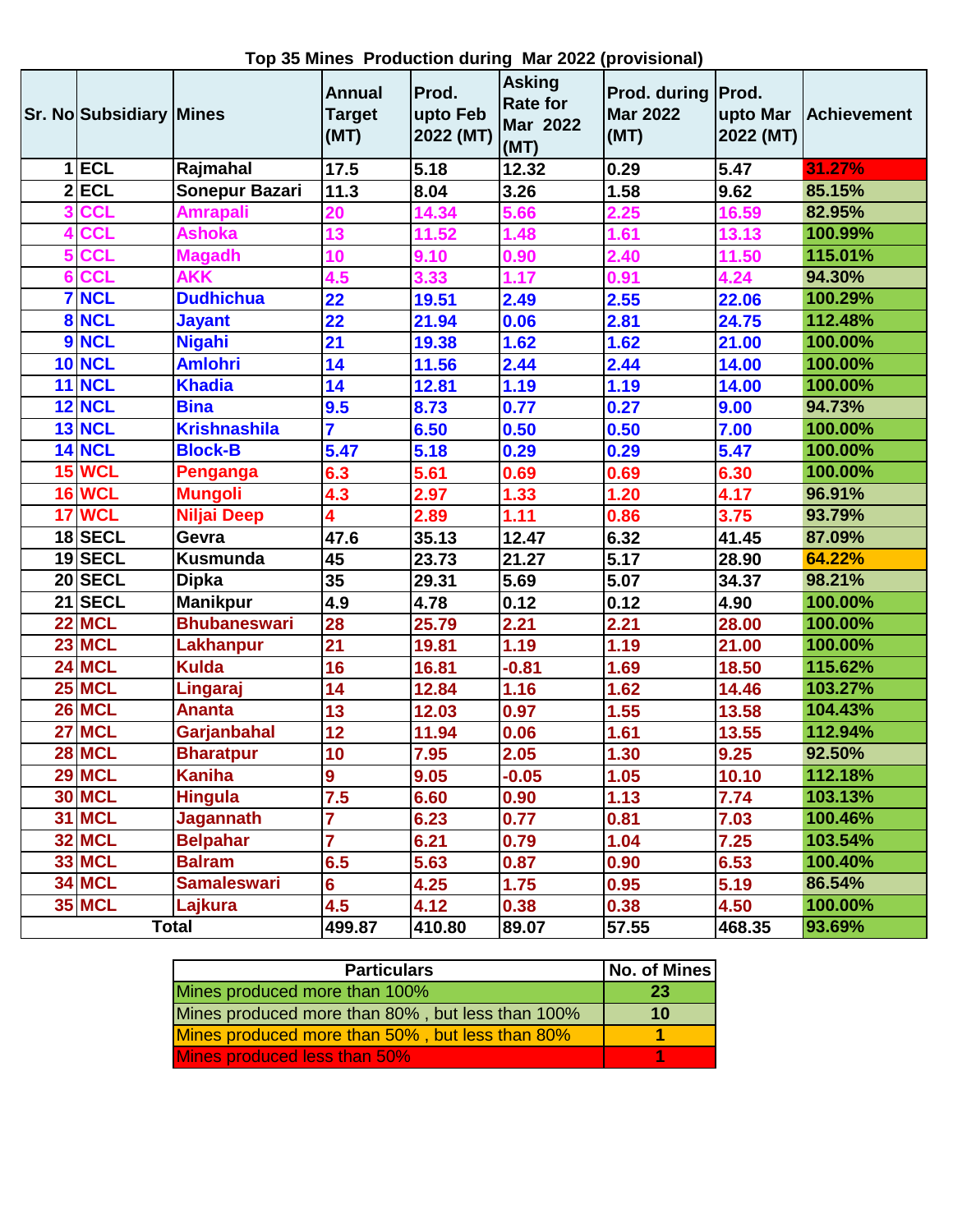**Top 35 Mines Production during Mar 2022 (provisional)**

| Sr. No | Subsidiary | Mines | Annual Target (MT) | Prod. upto Feb 2022 (MT) | Asking Rate for Mar 2022 (MT) | Prod. during Mar 2022 (MT) | Prod. upto Mar 2022 (MT) | Achievement |
|---|---|---|---|---|---|---|---|---|
| 1 | ECL | Rajmahal | 17.5 | 5.18 | 12.32 | 0.29 | 5.47 | 31.27% |
| 2 | ECL | Sonepur Bazari | 11.3 | 8.04 | 3.26 | 1.58 | 9.62 | 85.15% |
| 3 | CCL | Amrapali | 20 | 14.34 | 5.66 | 2.25 | 16.59 | 82.95% |
| 4 | CCL | Ashoka | 13 | 11.52 | 1.48 | 1.61 | 13.13 | 100.99% |
| 5 | CCL | Magadh | 10 | 9.10 | 0.90 | 2.40 | 11.50 | 115.01% |
| 6 | CCL | AKK | 4.5 | 3.33 | 1.17 | 0.91 | 4.24 | 94.30% |
| 7 | NCL | Dudhichua | 22 | 19.51 | 2.49 | 2.55 | 22.06 | 100.29% |
| 8 | NCL | Jayant | 22 | 21.94 | 0.06 | 2.81 | 24.75 | 112.48% |
| 9 | NCL | Nigahi | 21 | 19.38 | 1.62 | 1.62 | 21.00 | 100.00% |
| 10 | NCL | Amlohri | 14 | 11.56 | 2.44 | 2.44 | 14.00 | 100.00% |
| 11 | NCL | Khadia | 14 | 12.81 | 1.19 | 1.19 | 14.00 | 100.00% |
| 12 | NCL | Bina | 9.5 | 8.73 | 0.77 | 0.27 | 9.00 | 94.73% |
| 13 | NCL | Krishnashila | 7 | 6.50 | 0.50 | 0.50 | 7.00 | 100.00% |
| 14 | NCL | Block-B | 5.47 | 5.18 | 0.29 | 0.29 | 5.47 | 100.00% |
| 15 | WCL | Penganga | 6.3 | 5.61 | 0.69 | 0.69 | 6.30 | 100.00% |
| 16 | WCL | Mungoli | 4.3 | 2.97 | 1.33 | 1.20 | 4.17 | 96.91% |
| 17 | WCL | Niljai Deep | 4 | 2.89 | 1.11 | 0.86 | 3.75 | 93.79% |
| 18 | SECL | Gevra | 47.6 | 35.13 | 12.47 | 6.32 | 41.45 | 87.09% |
| 19 | SECL | Kusmunda | 45 | 23.73 | 21.27 | 5.17 | 28.90 | 64.22% |
| 20 | SECL | Dipka | 35 | 29.31 | 5.69 | 5.07 | 34.37 | 98.21% |
| 21 | SECL | Manikpur | 4.9 | 4.78 | 0.12 | 0.12 | 4.90 | 100.00% |
| 22 | MCL | Bhubaneswari | 28 | 25.79 | 2.21 | 2.21 | 28.00 | 100.00% |
| 23 | MCL | Lakhanpur | 21 | 19.81 | 1.19 | 1.19 | 21.00 | 100.00% |
| 24 | MCL | Kulda | 16 | 16.81 | -0.81 | 1.69 | 18.50 | 115.62% |
| 25 | MCL | Lingaraj | 14 | 12.84 | 1.16 | 1.62 | 14.46 | 103.27% |
| 26 | MCL | Ananta | 13 | 12.03 | 0.97 | 1.55 | 13.58 | 104.43% |
| 27 | MCL | Garjanbahal | 12 | 11.94 | 0.06 | 1.61 | 13.55 | 112.94% |
| 28 | MCL | Bharatpur | 10 | 7.95 | 2.05 | 1.30 | 9.25 | 92.50% |
| 29 | MCL | Kaniha | 9 | 9.05 | -0.05 | 1.05 | 10.10 | 112.18% |
| 30 | MCL | Hingula | 7.5 | 6.60 | 0.90 | 1.13 | 7.74 | 103.13% |
| 31 | MCL | Jagannath | 7 | 6.23 | 0.77 | 0.81 | 7.03 | 100.46% |
| 32 | MCL | Belpahar | 7 | 6.21 | 0.79 | 1.04 | 7.25 | 103.54% |
| 33 | MCL | Balram | 6.5 | 5.63 | 0.87 | 0.90 | 6.53 | 100.40% |
| 34 | MCL | Samaleswari | 6 | 4.25 | 1.75 | 0.95 | 5.19 | 86.54% |
| 35 | MCL | Lajkura | 4.5 | 4.12 | 0.38 | 0.38 | 4.50 | 100.00% |
| Total | | | 499.87 | 410.80 | 89.07 | 57.55 | 468.35 | 93.69% |

| Particulars | No. of Mines |
|---|---|
| Mines produced more than 100% | 23 |
| Mines produced more than 80% , but less than 100% | 10 |
| Mines produced more than 50% , but less than 80% | 1 |
| Mines produced less than 50% | 1 |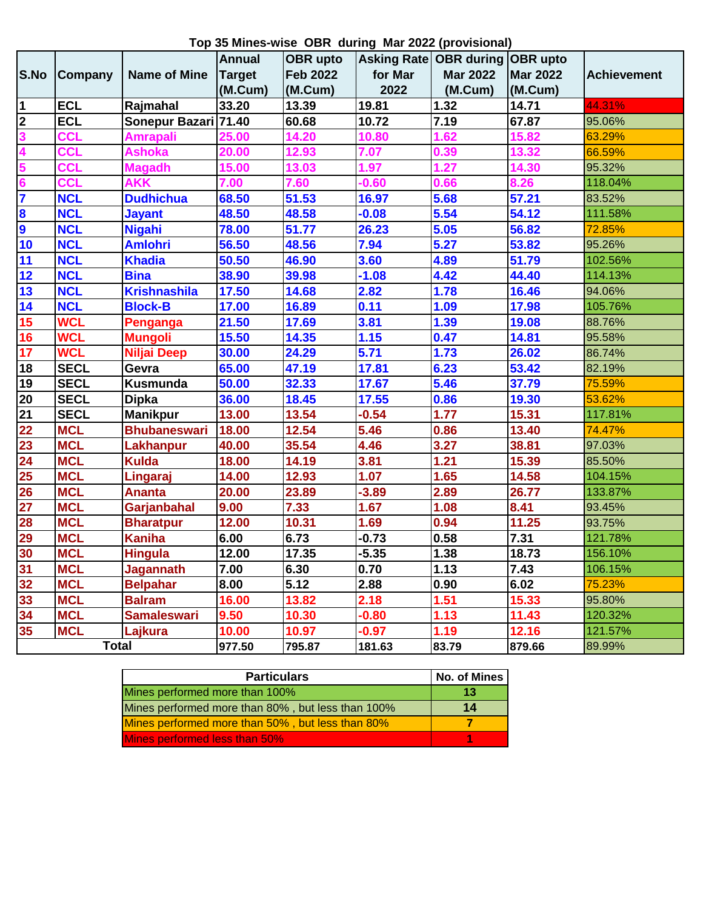## Top 35 Mines-wise OBR during Mar 2022 (provisional)

| S.No | Company | Name of Mine | Annual Target (M.Cum) | OBR upto Feb 2022 (M.Cum) | Asking Rate for Mar 2022 | OBR during Mar 2022 (M.Cum) | OBR upto Mar 2022 (M.Cum) | Achievement |
|---|---|---|---|---|---|---|---|---|
| 1 | ECL | Rajmahal | 33.20 | 13.39 | 19.81 | 1.32 | 14.71 | 44.31% |
| 2 | ECL | Sonepur Bazari | 71.40 | 60.68 | 10.72 | 7.19 | 67.87 | 95.06% |
| 3 | CCL | Amrapali | 25.00 | 14.20 | 10.80 | 1.62 | 15.82 | 63.29% |
| 4 | CCL | Ashoka | 20.00 | 12.93 | 7.07 | 0.39 | 13.32 | 66.59% |
| 5 | CCL | Magadh | 15.00 | 13.03 | 1.97 | 1.27 | 14.30 | 95.32% |
| 6 | CCL | AKK | 7.00 | 7.60 | -0.60 | 0.66 | 8.26 | 118.04% |
| 7 | NCL | Dudhichua | 68.50 | 51.53 | 16.97 | 5.68 | 57.21 | 83.52% |
| 8 | NCL | Jayant | 48.50 | 48.58 | -0.08 | 5.54 | 54.12 | 111.58% |
| 9 | NCL | Nigahi | 78.00 | 51.77 | 26.23 | 5.05 | 56.82 | 72.85% |
| 10 | NCL | Amlohri | 56.50 | 48.56 | 7.94 | 5.27 | 53.82 | 95.26% |
| 11 | NCL | Khadia | 50.50 | 46.90 | 3.60 | 4.89 | 51.79 | 102.56% |
| 12 | NCL | Bina | 38.90 | 39.98 | -1.08 | 4.42 | 44.40 | 114.13% |
| 13 | NCL | Krishnashila | 17.50 | 14.68 | 2.82 | 1.78 | 16.46 | 94.06% |
| 14 | NCL | Block-B | 17.00 | 16.89 | 0.11 | 1.09 | 17.98 | 105.76% |
| 15 | WCL | Penganga | 21.50 | 17.69 | 3.81 | 1.39 | 19.08 | 88.76% |
| 16 | WCL | Mungoli | 15.50 | 14.35 | 1.15 | 0.47 | 14.81 | 95.58% |
| 17 | WCL | Niljai Deep | 30.00 | 24.29 | 5.71 | 1.73 | 26.02 | 86.74% |
| 18 | SECL | Gevra | 65.00 | 47.19 | 17.81 | 6.23 | 53.42 | 82.19% |
| 19 | SECL | Kusmunda | 50.00 | 32.33 | 17.67 | 5.46 | 37.79 | 75.59% |
| 20 | SECL | Dipka | 36.00 | 18.45 | 17.55 | 0.86 | 19.30 | 53.62% |
| 21 | SECL | Manikpur | 13.00 | 13.54 | -0.54 | 1.77 | 15.31 | 117.81% |
| 22 | MCL | Bhubaneswari | 18.00 | 12.54 | 5.46 | 0.86 | 13.40 | 74.47% |
| 23 | MCL | Lakhanpur | 40.00 | 35.54 | 4.46 | 3.27 | 38.81 | 97.03% |
| 24 | MCL | Kulda | 18.00 | 14.19 | 3.81 | 1.21 | 15.39 | 85.50% |
| 25 | MCL | Lingaraj | 14.00 | 12.93 | 1.07 | 1.65 | 14.58 | 104.15% |
| 26 | MCL | Ananta | 20.00 | 23.89 | -3.89 | 2.89 | 26.77 | 133.87% |
| 27 | MCL | Garjanbahal | 9.00 | 7.33 | 1.67 | 1.08 | 8.41 | 93.45% |
| 28 | MCL | Bharatpur | 12.00 | 10.31 | 1.69 | 0.94 | 11.25 | 93.75% |
| 29 | MCL | Kaniha | 6.00 | 6.73 | -0.73 | 0.58 | 7.31 | 121.78% |
| 30 | MCL | Hingula | 12.00 | 17.35 | -5.35 | 1.38 | 18.73 | 156.10% |
| 31 | MCL | Jagannath | 7.00 | 6.30 | 0.70 | 1.13 | 7.43 | 106.15% |
| 32 | MCL | Belpahar | 8.00 | 5.12 | 2.88 | 0.90 | 6.02 | 75.23% |
| 33 | MCL | Balram | 16.00 | 13.82 | 2.18 | 1.51 | 15.33 | 95.80% |
| 34 | MCL | Samaleswari | 9.50 | 10.30 | -0.80 | 1.13 | 11.43 | 120.32% |
| 35 | MCL | Lajkura | 10.00 | 10.97 | -0.97 | 1.19 | 12.16 | 121.57% |
| Total | | | 977.50 | 795.87 | 181.63 | 83.79 | 879.66 | 89.99% |

| Particulars | No. of Mines |
|---|---|
| Mines performed more than 100% | 13 |
| Mines performed more than 80% , but less than 100% | 14 |
| Mines performed more than 50% , but less than 80% | 7 |
| Mines performed less than 50% | 1 |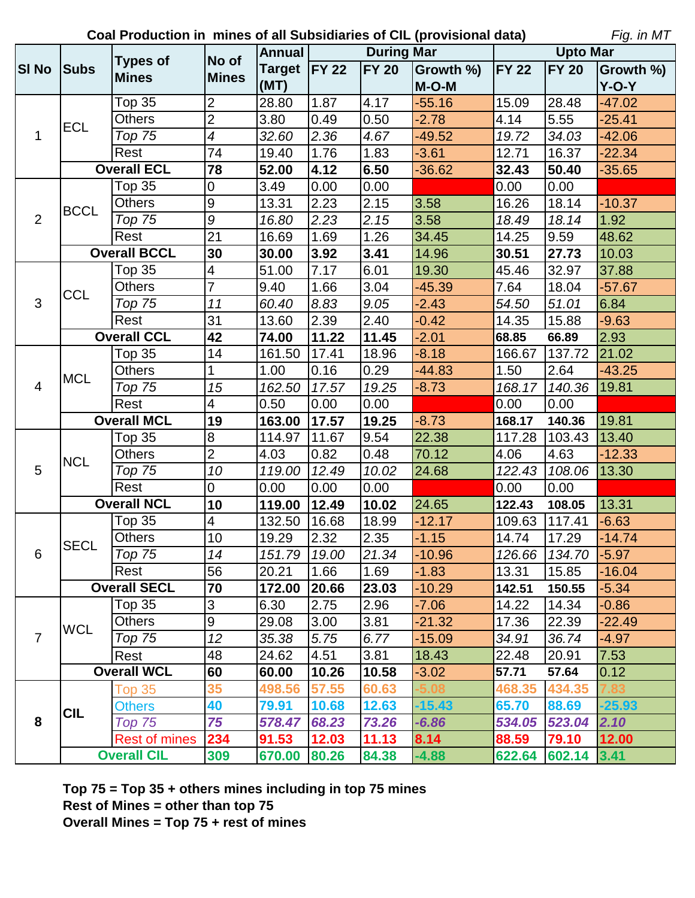**Coal Production in mines of all Subsidiaries of CIL (provisional data)** *Fig. in MT*

| Sl No | Subs | Types of Mines | No of Mines | Annual Target (MT) | During Mar | | | Upto Mar | | |
|---|---|---|---|---|---|---|---|---|---|---|
| | | | | | FY 22 | FY 20 | Growth %) M-O-M | FY 22 | FY 20 | Growth %) Y-O-Y |
| 1 | ECL | Top 35 | 2 | 28.80 | 1.87 | 4.17 | -55.16 | 15.09 | 28.48 | -47.02 |
| | | Others | 2 | 3.80 | 0.49 | 0.50 | -2.78 | 4.14 | 5.55 | -25.41 |
| | | *Top 75* | *4* | *32.60* | *2.36* | *4.67* | -49.52 | *19.72* | *34.03* | -42.06 |
| | | Rest | 74 | 19.40 | 1.76 | 1.83 | -3.61 | 12.71 | 16.37 | -22.34 |
| | **Overall ECL** | | **78** | **52.00** | **4.12** | **6.50** | -36.62 | **32.43** | **50.40** | -35.65 |
| 2 | BCCL | Top 35 | 0 | 3.49 | 0.00 | 0.00 | | 0.00 | 0.00 | |
| | | Others | 9 | 13.31 | 2.23 | 2.15 | 3.58 | 16.26 | 18.14 | -10.37 |
| | | *Top 75* | *9* | *16.80* | *2.23* | *2.15* | 3.58 | *18.49* | *18.14* | 1.92 |
| | | Rest | 21 | 16.69 | 1.69 | 1.26 | 34.45 | 14.25 | 9.59 | 48.62 |
| | **Overall BCCL** | | **30** | **30.00** | **3.92** | **3.41** | 14.96 | **30.51** | **27.73** | 10.03 |
| 3 | CCL | Top 35 | 4 | 51.00 | 7.17 | 6.01 | 19.30 | 45.46 | 32.97 | 37.88 |
| | | Others | 7 | 9.40 | 1.66 | 3.04 | -45.39 | 7.64 | 18.04 | -57.67 |
| | | *Top 75* | *11* | *60.40* | *8.83* | *9.05* | -2.43 | *54.50* | *51.01* | 6.84 |
| | | Rest | 31 | 13.60 | 2.39 | 2.40 | -0.42 | 14.35 | 15.88 | -9.63 |
| | **Overall CCL** | | **42** | **74.00** | **11.22** | **11.45** | -2.01 | **68.85** | **66.89** | 2.93 |
| 4 | MCL | Top 35 | 14 | 161.50 | 17.41 | 18.96 | -8.18 | 166.67 | 137.72 | 21.02 |
| | | Others | 1 | 1.00 | 0.16 | 0.29 | -44.83 | 1.50 | 2.64 | -43.25 |
| | | *Top 75* | *15* | *162.50* | *17.57* | *19.25* | -8.73 | *168.17* | *140.36* | 19.81 |
| | | Rest | 4 | 0.50 | 0.00 | 0.00 | | 0.00 | 0.00 | |
| | **Overall MCL** | | **19** | **163.00** | **17.57** | **19.25** | -8.73 | **168.17** | **140.36** | 19.81 |
| 5 | NCL | Top 35 | 8 | 114.97 | 11.67 | 9.54 | 22.38 | 117.28 | 103.43 | 13.40 |
| | | Others | 2 | 4.03 | 0.82 | 0.48 | 70.12 | 4.06 | 4.63 | -12.33 |
| | | *Top 75* | *10* | *119.00* | *12.49* | *10.02* | 24.68 | *122.43* | *108.06* | 13.30 |
| | | Rest | 0 | 0.00 | 0.00 | 0.00 | | 0.00 | 0.00 | |
| | **Overall NCL** | | **10** | **119.00** | **12.49** | **10.02** | 24.65 | **122.43** | **108.05** | 13.31 |
| 6 | SECL | Top 35 | 4 | 132.50 | 16.68 | 18.99 | -12.17 | 109.63 | 117.41 | -6.63 |
| | | Others | 10 | 19.29 | 2.32 | 2.35 | -1.15 | 14.74 | 17.29 | -14.74 |
| | | *Top 75* | *14* | *151.79* | *19.00* | *21.34* | -10.96 | *126.66* | *134.70* | -5.97 |
| | | Rest | 56 | 20.21 | 1.66 | 1.69 | -1.83 | 13.31 | 15.85 | -16.04 |
| | **Overall SECL** | | **70** | **172.00** | **20.66** | **23.03** | -10.29 | **142.51** | **150.55** | -5.34 |
| 7 | WCL | Top 35 | 3 | 6.30 | 2.75 | 2.96 | -7.06 | 14.22 | 14.34 | -0.86 |
| | | Others | 9 | 29.08 | 3.00 | 3.81 | -21.32 | 17.36 | 22.39 | -22.49 |
| | | *Top 75* | *12* | *35.38* | *5.75* | *6.77* | -15.09 | *34.91* | *36.74* | -4.97 |
| | | Rest | 48 | 24.62 | 4.51 | 3.81 | 18.43 | 22.48 | 20.91 | 7.53 |
| | **Overall WCL** | | **60** | **60.00** | **10.26** | **10.58** | -3.02 | **57.71** | **57.64** | 0.12 |
| **8** | **CIL** | Top 35 | **35** | **498.56** | **57.55** | **60.63** | **-5.08** | **468.35** | **434.35** | **7.83** |
| | | Others | **40** | **79.91** | **10.68** | **12.63** | **-15.43** | **65.70** | **88.69** | **-25.93** |
| | | *Top 75* | ***75*** | ***578.47*** | ***68.23*** | ***73.26*** | ***-6.86*** | ***534.05*** | ***523.04*** | ***2.10*** |
| | | Rest of mines | **234** | **91.53** | **12.03** | **11.13** | **8.14** | **88.59** | **79.10** | **12.00** |
| | **Overall CIL** | | **309** | **670.00** | **80.26** | **84.38** | **-4.88** | **622.64** | **602.14** | **3.41** |

**Top 75 = Top 35 + others mines including in top 75 mines**
**Rest of Mines = other than top 75**
**Overall Mines = Top 75 + rest of mines**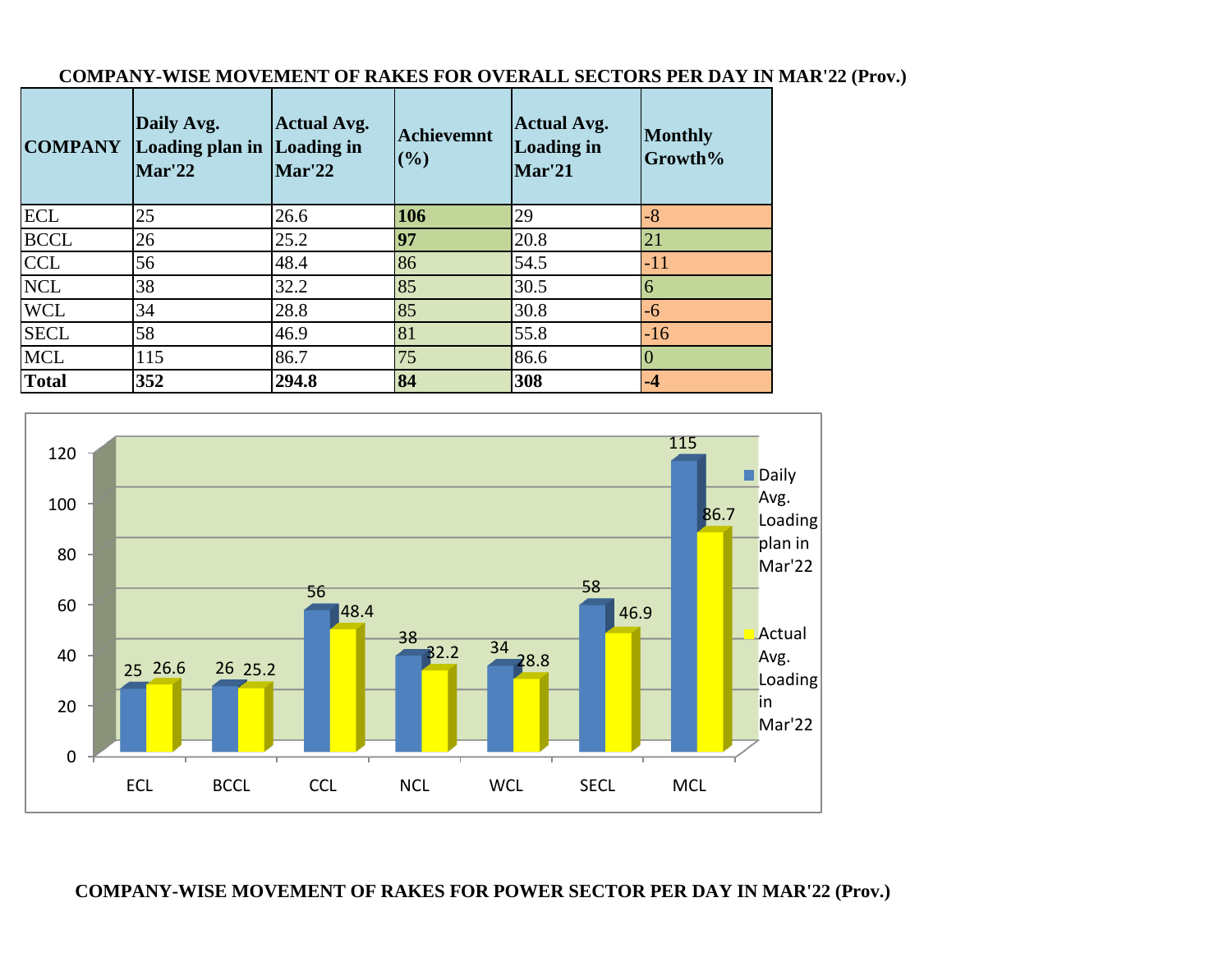**COMPANY-WISE MOVEMENT OF RAKES FOR OVERALL SECTORS PER DAY IN MAR'22 (Prov.)**

| COMPANY | Daily Avg. Loading plan in Mar'22 | Actual Avg. Loading in Mar'22 | Achievemnt (%) | Actual Avg. Loading in Mar'21 | Monthly Growth% |
|---|---|---|---|---|---|
| ECL | 25 | 26.6 | **106** | 29 | -8 |
| BCCL | 26 | 25.2 | **97** | 20.8 | 21 |
| CCL | 56 | 48.4 | 86 | 54.5 | -11 |
| NCL | 38 | 32.2 | 85 | 30.5 | 6 |
| WCL | 34 | 28.8 | 85 | 30.8 | -6 |
| SECL | 58 | 46.9 | 81 | 55.8 | -16 |
| MCL | 115 | 86.7 | 75 | 86.6 | 0 |
| **Total** | **352** | **294.8** | **84** | **308** | **-4** |

**COMPANY-WISE MOVEMENT OF RAKES FOR POWER SECTOR PER DAY IN MAR'22 (Prov.)**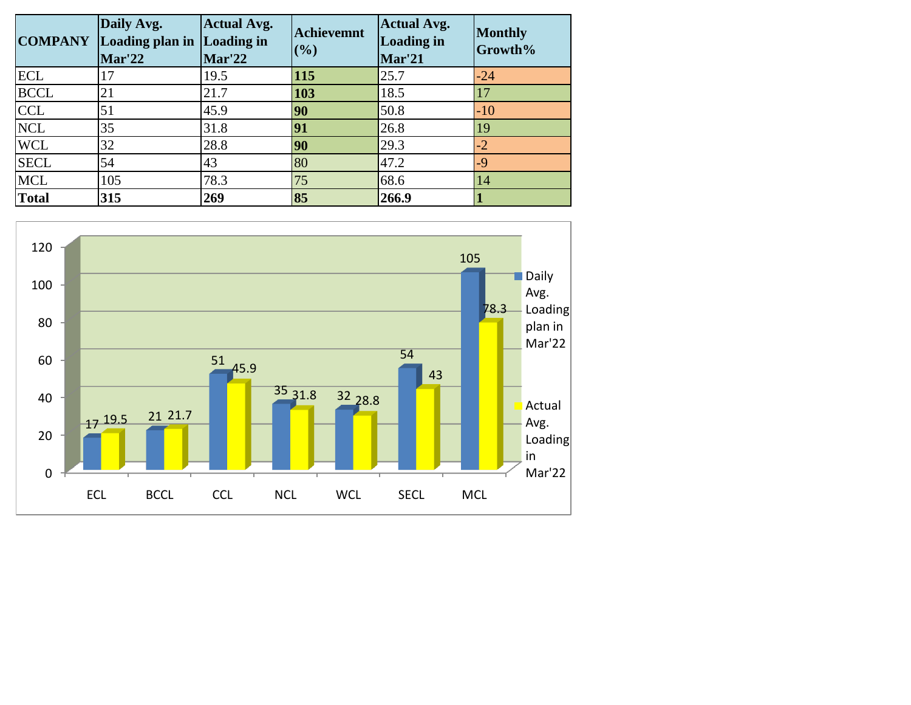| COMPANY | Daily Avg. Loading plan in Mar'22 | Actual Avg. Loading in Mar'22 | Achievemnt (%) | Actual Avg. Loading in Mar'21 | Monthly Growth% |
|---|---|---|---|---|---|
| ECL | 17 | 19.5 | **115** | 25.7 | -24 |
| BCCL | 21 | 21.7 | **103** | 18.5 | 17 |
| CCL | 51 | 45.9 | **90** | 50.8 | -10 |
| NCL | 35 | 31.8 | **91** | 26.8 | 19 |
| WCL | 32 | 28.8 | **90** | 29.3 | -2 |
| SECL | 54 | 43 | 80 | 47.2 | -9 |
| MCL | 105 | 78.3 | 75 | 68.6 | 14 |
| **Total** | **315** | **269** | **85** | **266.9** | **1** |

| Company | Daily Avg. Loading plan in Mar'22 | Actual Avg. Loading in Mar'22 |
|---|---|---|
| ECL | 17 | 19.5 |
| BCCL | 21 | 21.7 |
| CCL | 51 | 45.9 |
| NCL | 35 | 31.8 |
| WCL | 32 | 28.8 |
| SECL | 54 | 43 |
| MCL | 105 | 78.3 |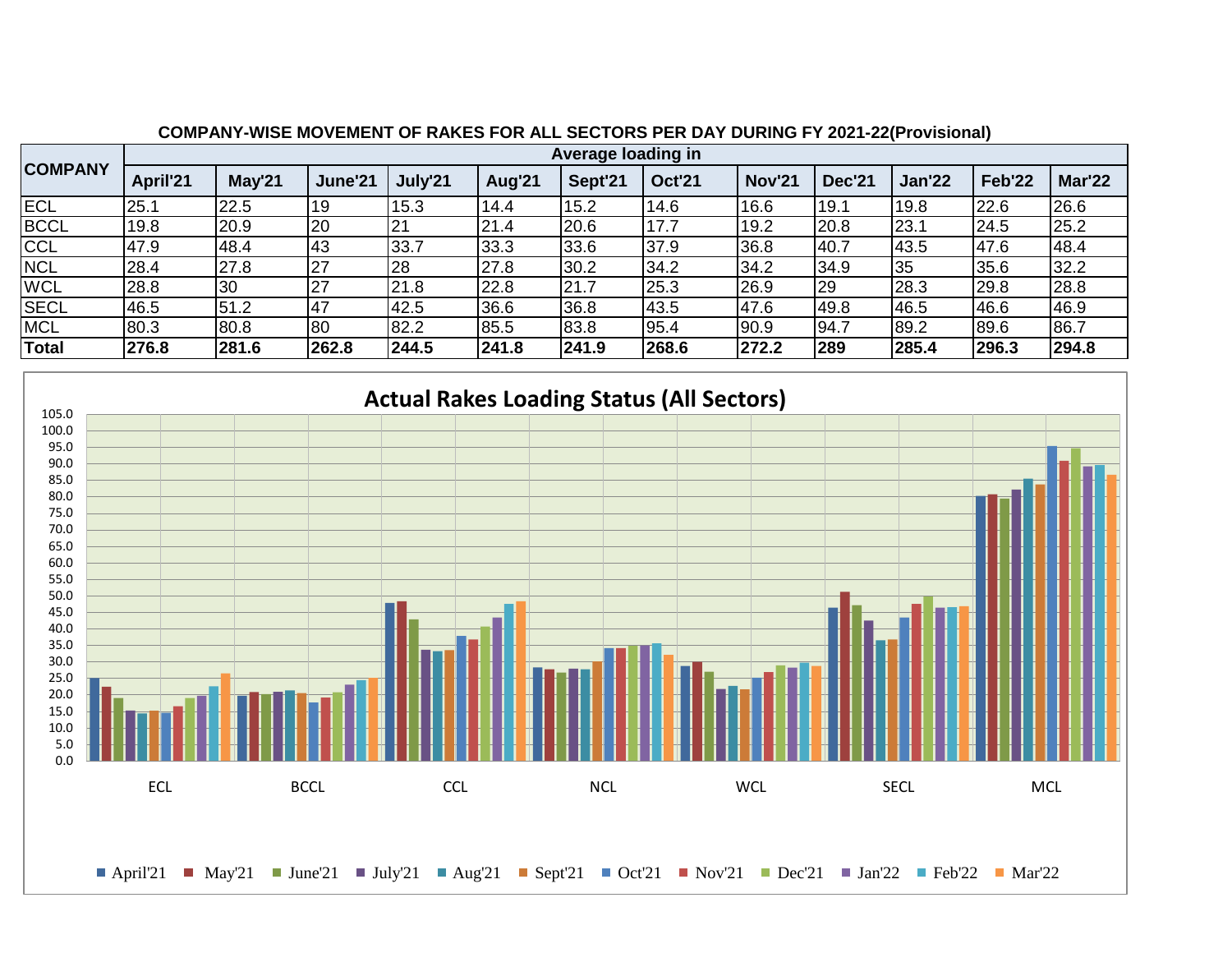**COMPANY-WISE MOVEMENT OF RAKES FOR ALL SECTORS PER DAY DURING FY 2021-22(Provisional)**

| COMPANY | Average loading in | | | | | | | | | | | |
|---|---|---|---|---|---|---|---|---|---|---|---|---|
| | April'21 | May'21 | June'21 | July'21 | Aug'21 | Sept'21 | Oct'21 | Nov'21 | Dec'21 | Jan'22 | Feb'22 | Mar'22 |
| ECL | 25.1 | 22.5 | 19 | 15.3 | 14.4 | 15.2 | 14.6 | 16.6 | 19.1 | 19.8 | 22.6 | 26.6 |
| BCCL | 19.8 | 20.9 | 20 | 21 | 21.4 | 20.6 | 17.7 | 19.2 | 20.8 | 23.1 | 24.5 | 25.2 |
| CCL | 47.9 | 48.4 | 43 | 33.7 | 33.3 | 33.6 | 37.9 | 36.8 | 40.7 | 43.5 | 47.6 | 48.4 |
| NCL | 28.4 | 27.8 | 27 | 28 | 27.8 | 30.2 | 34.2 | 34.2 | 34.9 | 35 | 35.6 | 32.2 |
| WCL | 28.8 | 30 | 27 | 21.8 | 22.8 | 21.7 | 25.3 | 26.9 | 29 | 28.3 | 29.8 | 28.8 |
| SECL | 46.5 | 51.2 | 47 | 42.5 | 36.6 | 36.8 | 43.5 | 47.6 | 49.8 | 46.5 | 46.6 | 46.9 |
| MCL | 80.3 | 80.8 | 80 | 82.2 | 85.5 | 83.8 | 95.4 | 90.9 | 94.7 | 89.2 | 89.6 | 86.7 |
| **Total** | **276.8** | **281.6** | **262.8** | **244.5** | **241.8** | **241.9** | **268.6** | **272.2** | **289** | **285.4** | **296.3** | **294.8** |

**Actual Rakes Loading Status (All Sectors)**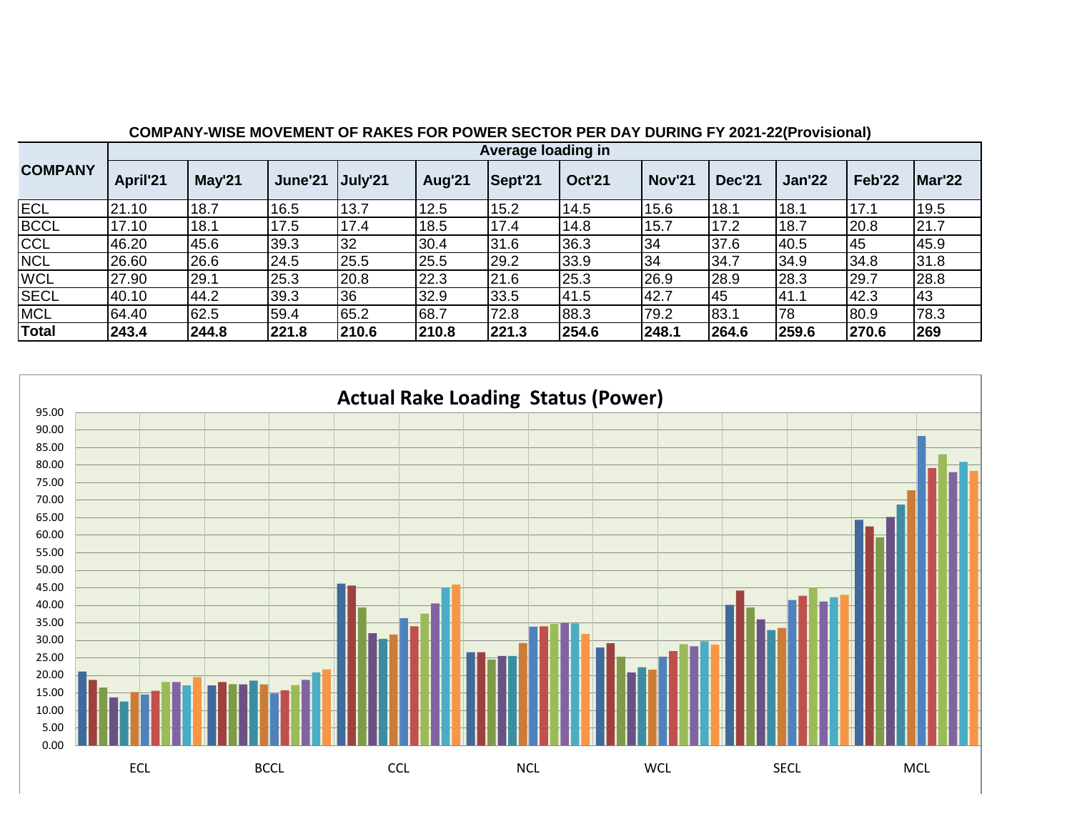**COMPANY-WISE MOVEMENT OF RAKES FOR POWER SECTOR PER DAY DURING FY 2021-22(Provisional)**

| COMPANY | Average loading in | | | | | | | | | | | |
|---|---|---|---|---|---|---|---|---|---|---|---|---|
| | **April'21** | **May'21** | **June'21** | **July'21** | **Aug'21** | **Sept'21** | **Oct'21** | **Nov'21** | **Dec'21** | **Jan'22** | **Feb'22** | **Mar'22** |
| ECL | 21.10 | 18.7 | 16.5 | 13.7 | 12.5 | 15.2 | 14.5 | 15.6 | 18.1 | 18.1 | 17.1 | 19.5 |
| BCCL | 17.10 | 18.1 | 17.5 | 17.4 | 18.5 | 17.4 | 14.8 | 15.7 | 17.2 | 18.7 | 20.8 | 21.7 |
| CCL | 46.20 | 45.6 | 39.3 | 32 | 30.4 | 31.6 | 36.3 | 34 | 37.6 | 40.5 | 45 | 45.9 |
| NCL | 26.60 | 26.6 | 24.5 | 25.5 | 25.5 | 29.2 | 33.9 | 34 | 34.7 | 34.9 | 34.8 | 31.8 |
| WCL | 27.90 | 29.1 | 25.3 | 20.8 | 22.3 | 21.6 | 25.3 | 26.9 | 28.9 | 28.3 | 29.7 | 28.8 |
| SECL | 40.10 | 44.2 | 39.3 | 36 | 32.9 | 33.5 | 41.5 | 42.7 | 45 | 41.1 | 42.3 | 43 |
| MCL | 64.40 | 62.5 | 59.4 | 65.2 | 68.7 | 72.8 | 88.3 | 79.2 | 83.1 | 78 | 80.9 | 78.3 |
| **Total** | **243.4** | **244.8** | **221.8** | **210.6** | **210.8** | **221.3** | **254.6** | **248.1** | **264.6** | **259.6** | **270.6** | **269** |

Actual Rake Loading Status (Power)

95.00
90.00
85.00
80.00
75.00
70.00
65.00
60.00
55.00
50.00
45.00
40.00
35.00
30.00
25.00
20.00
15.00
10.00
5.00
0.00

ECL BCCL CCL NCL WCL SECL MCL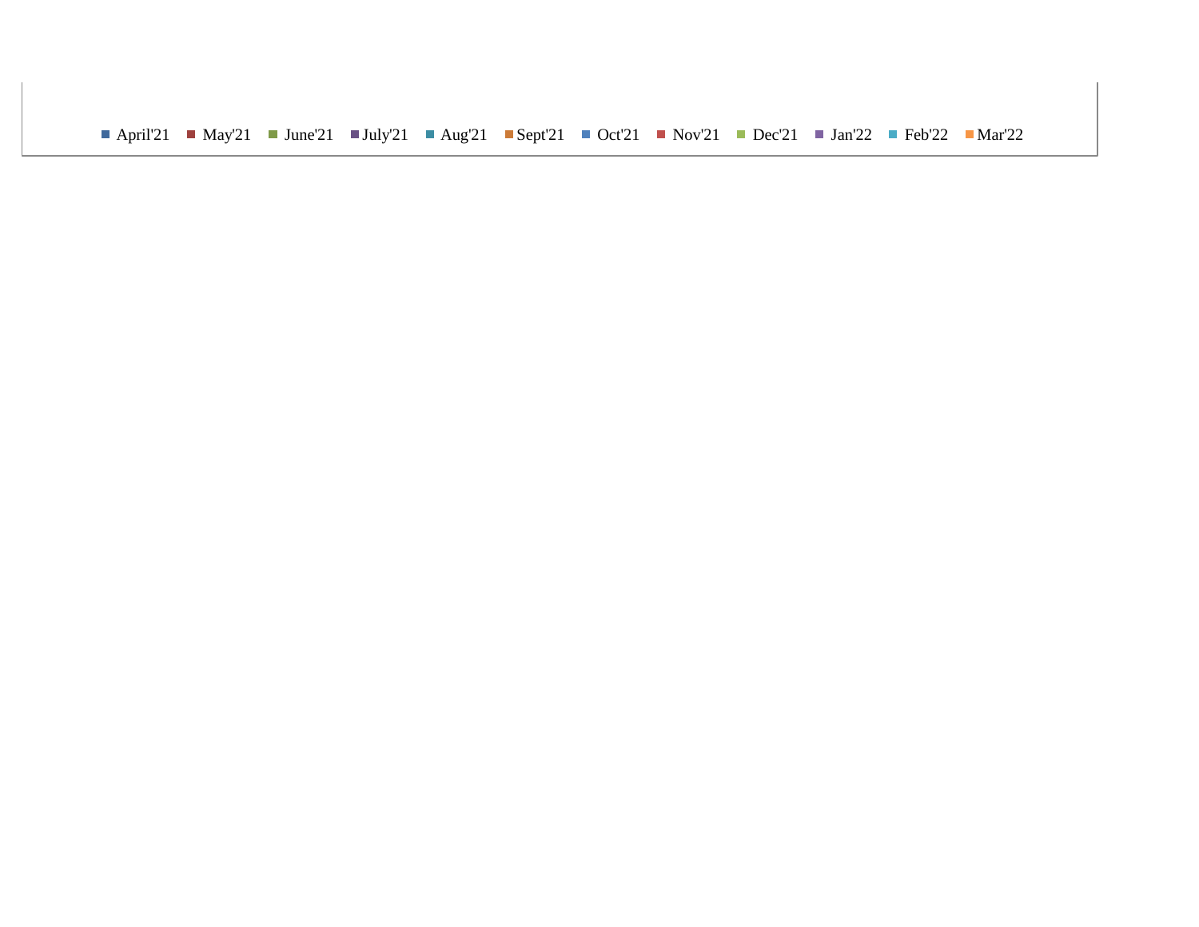April'21 May'21 June'21 July'21 Aug'21 Sept'21 Oct'21 Nov'21 Dec'21 Jan'22 Feb'22 Mar'22